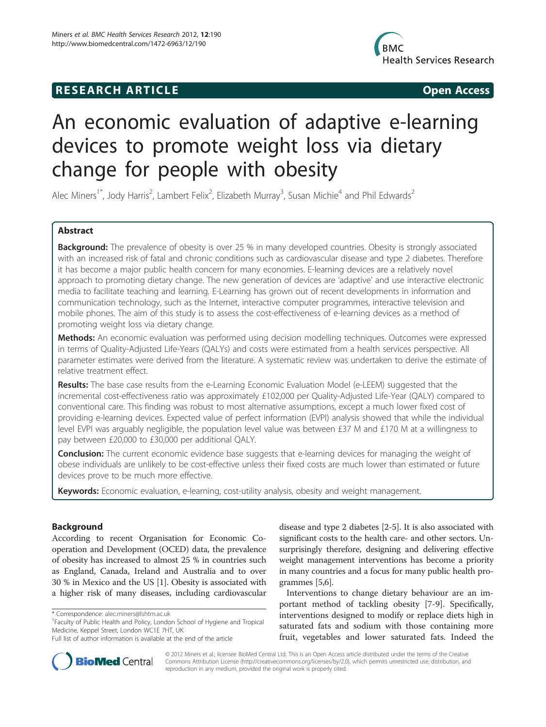RESEARCH ARTICLE **Open Access**

# An economic evaluation of adaptive e-learning devices to promote weight loss via dietary change for people with obesity

Alec Miners[1*], Jody Harris[2], Lambert Felix[2], Elizabeth Murray[3], Susan Michie[4] and Phil Edwards[2]

## Abstract

**Background:** The prevalence of obesity is over 25 % in many developed countries. Obesity is strongly associated with an increased risk of fatal and chronic conditions such as cardiovascular disease and type 2 diabetes. Therefore it has become a major public health concern for many economies. E-learning devices are a relatively novel approach to promoting dietary change. The new generation of devices are 'adaptive' and use interactive electronic media to facilitate teaching and learning. E-Learning has grown out of recent developments in information and communication technology, such as the Internet, interactive computer programmes, interactive television and mobile phones. The aim of this study is to assess the cost-effectiveness of e-learning devices as a method of promoting weight loss via dietary change.

**Methods:** An economic evaluation was performed using decision modelling techniques. Outcomes were expressed in terms of Quality-Adjusted Life-Years (QALYs) and costs were estimated from a health services perspective. All parameter estimates were derived from the literature. A systematic review was undertaken to derive the estimate of relative treatment effect.

**Results:** The base case results from the e-Learning Economic Evaluation Model (e-LEEM) suggested that the incremental cost-effectiveness ratio was approximately £102,000 per Quality-Adjusted Life-Year (QALY) compared to conventional care. This finding was robust to most alternative assumptions, except a much lower fixed cost of providing e-learning devices. Expected value of perfect information (EVPI) analysis showed that while the individual level EVPI was arguably negligible, the population level value was between £37 M and £170 M at a willingness to pay between £20,000 to £30,000 per additional QALY.

**Conclusion:** The current economic evidence base suggests that e-learning devices for managing the weight of obese individuals are unlikely to be cost-effective unless their fixed costs are much lower than estimated or future devices prove to be much more effective.

**Keywords:** Economic evaluation, e-learning, cost-utility analysis, obesity and weight management.

## Background

According to recent Organisation for Economic Cooperation and Development (OCED) data, the prevalence of obesity has increased to almost 25 % in countries such as England, Canada, Ireland and Australia and to over 30 % in Mexico and the US [1]. Obesity is associated with a higher risk of many diseases, including cardiovascular disease and type 2 diabetes [2-5]. It is also associated with significant costs to the health care- and other sectors. Unsurprisingly therefore, designing and delivering effective weight management interventions has become a priority in many countries and a focus for many public health programmes [5,6].

Interventions to change dietary behaviour are an important method of tackling obesity [7-9]. Specifically, interventions designed to modify or replace diets high in saturated fats and sodium with those containing more fruit, vegetables and lower saturated fats. Indeed the

\* Correspondence: alec.miners@lshtm.ac.uk
[1]Faculty of Public Health and Policy, London School of Hygiene and Tropical Medicine, Keppel Street, London WC1E 7HT, UK
Full list of author information is available at the end of the article

© 2012 Miners et al.; licensee BioMed Central Ltd. This is an Open Access article distributed under the terms of the Creative Commons Attribution License (http://creativecommons.org/licenses/by/2.0), which permits unrestricted use, distribution, and reproduction in any medium, provided the original work is properly cited.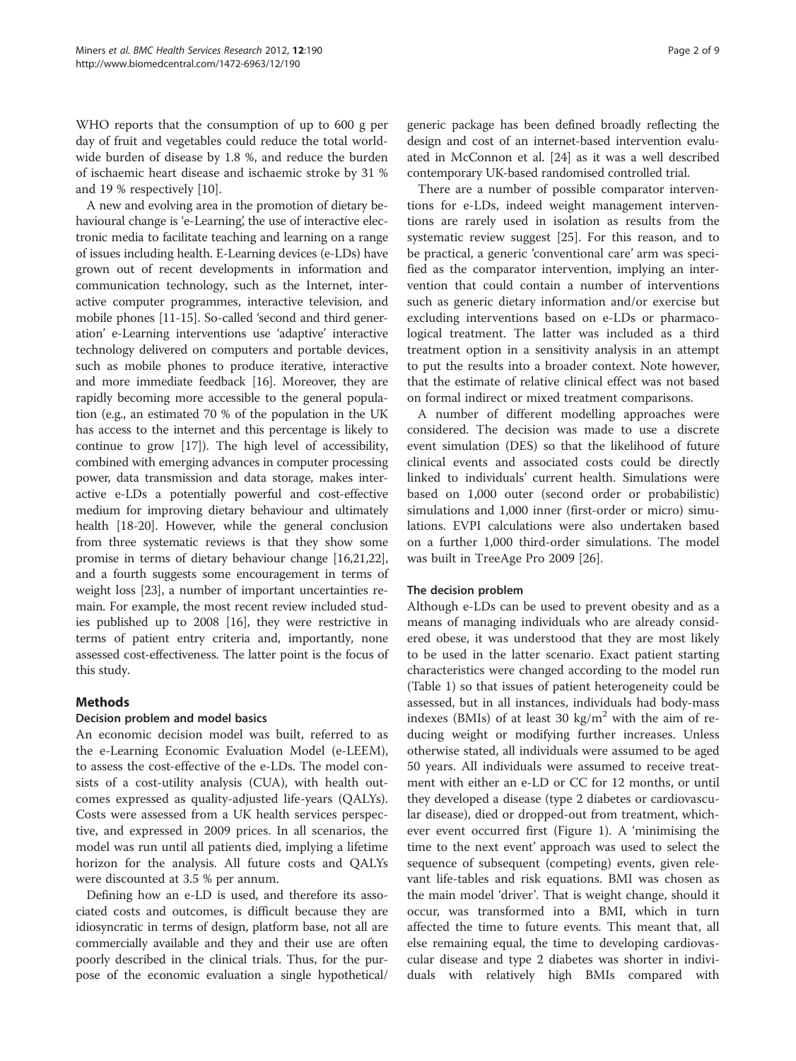WHO reports that the consumption of up to 600 g per day of fruit and vegetables could reduce the total worldwide burden of disease by 1.8 %, and reduce the burden of ischaemic heart disease and ischaemic stroke by 31 % and 19 % respectively [10].

A new and evolving area in the promotion of dietary behavioural change is 'e-Learning', the use of interactive electronic media to facilitate teaching and learning on a range of issues including health. E-Learning devices (e-LDs) have grown out of recent developments in information and communication technology, such as the Internet, interactive computer programmes, interactive television, and mobile phones [11-15]. So-called 'second and third generation' e-Learning interventions use 'adaptive' interactive technology delivered on computers and portable devices, such as mobile phones to produce iterative, interactive and more immediate feedback [16]. Moreover, they are rapidly becoming more accessible to the general population (e.g., an estimated 70 % of the population in the UK has access to the internet and this percentage is likely to continue to grow [17]). The high level of accessibility, combined with emerging advances in computer processing power, data transmission and data storage, makes interactive e-LDs a potentially powerful and cost-effective medium for improving dietary behaviour and ultimately health [18-20]. However, while the general conclusion from three systematic reviews is that they show some promise in terms of dietary behaviour change [16,21,22], and a fourth suggests some encouragement in terms of weight loss [23], a number of important uncertainties remain. For example, the most recent review included studies published up to 2008 [16], they were restrictive in terms of patient entry criteria and, importantly, none assessed cost-effectiveness. The latter point is the focus of this study.

## Methods

### Decision problem and model basics

An economic decision model was built, referred to as the e-Learning Economic Evaluation Model (e-LEEM), to assess the cost-effective of the e-LDs. The model consists of a cost-utility analysis (CUA), with health outcomes expressed as quality-adjusted life-years (QALYs). Costs were assessed from a UK health services perspective, and expressed in 2009 prices. In all scenarios, the model was run until all patients died, implying a lifetime horizon for the analysis. All future costs and QALYs were discounted at 3.5 % per annum.

Defining how an e-LD is used, and therefore its associated costs and outcomes, is difficult because they are idiosyncratic in terms of design, platform base, not all are commercially available and they and their use are often poorly described in the clinical trials. Thus, for the purpose of the economic evaluation a single hypothetical/generic package has been defined broadly reflecting the design and cost of an internet-based intervention evaluated in McConnon et al. [24] as it was a well described contemporary UK-based randomised controlled trial.

There are a number of possible comparator interventions for e-LDs, indeed weight management interventions are rarely used in isolation as results from the systematic review suggest [25]. For this reason, and to be practical, a generic 'conventional care' arm was specified as the comparator intervention, implying an intervention that could contain a number of interventions such as generic dietary information and/or exercise but excluding interventions based on e-LDs or pharmacological treatment. The latter was included as a third treatment option in a sensitivity analysis in an attempt to put the results into a broader context. Note however, that the estimate of relative clinical effect was not based on formal indirect or mixed treatment comparisons.

A number of different modelling approaches were considered. The decision was made to use a discrete event simulation (DES) so that the likelihood of future clinical events and associated costs could be directly linked to individuals' current health. Simulations were based on 1,000 outer (second order or probabilistic) simulations and 1,000 inner (first-order or micro) simulations. EVPI calculations were also undertaken based on a further 1,000 third-order simulations. The model was built in TreeAge Pro 2009 [26].

### The decision problem

Although e-LDs can be used to prevent obesity and as a means of managing individuals who are already considered obese, it was understood that they are most likely to be used in the latter scenario. Exact patient starting characteristics were changed according to the model run (Table 1) so that issues of patient heterogeneity could be assessed, but in all instances, individuals had body-mass indexes (BMIs) of at least 30 kg/m$^2$ with the aim of reducing weight or modifying further increases. Unless otherwise stated, all individuals were assumed to be aged 50 years. All individuals were assumed to receive treatment with either an e-LD or CC for 12 months, or until they developed a disease (type 2 diabetes or cardiovascular disease), died or dropped-out from treatment, whichever event occurred first (Figure 1). A 'minimising the time to the next event' approach was used to select the sequence of subsequent (competing) events, given relevant life-tables and risk equations. BMI was chosen as the main model 'driver'. That is weight change, should it occur, was transformed into a BMI, which in turn affected the time to future events. This meant that, all else remaining equal, the time to developing cardiovascular disease and type 2 diabetes was shorter in individuals with relatively high BMIs compared with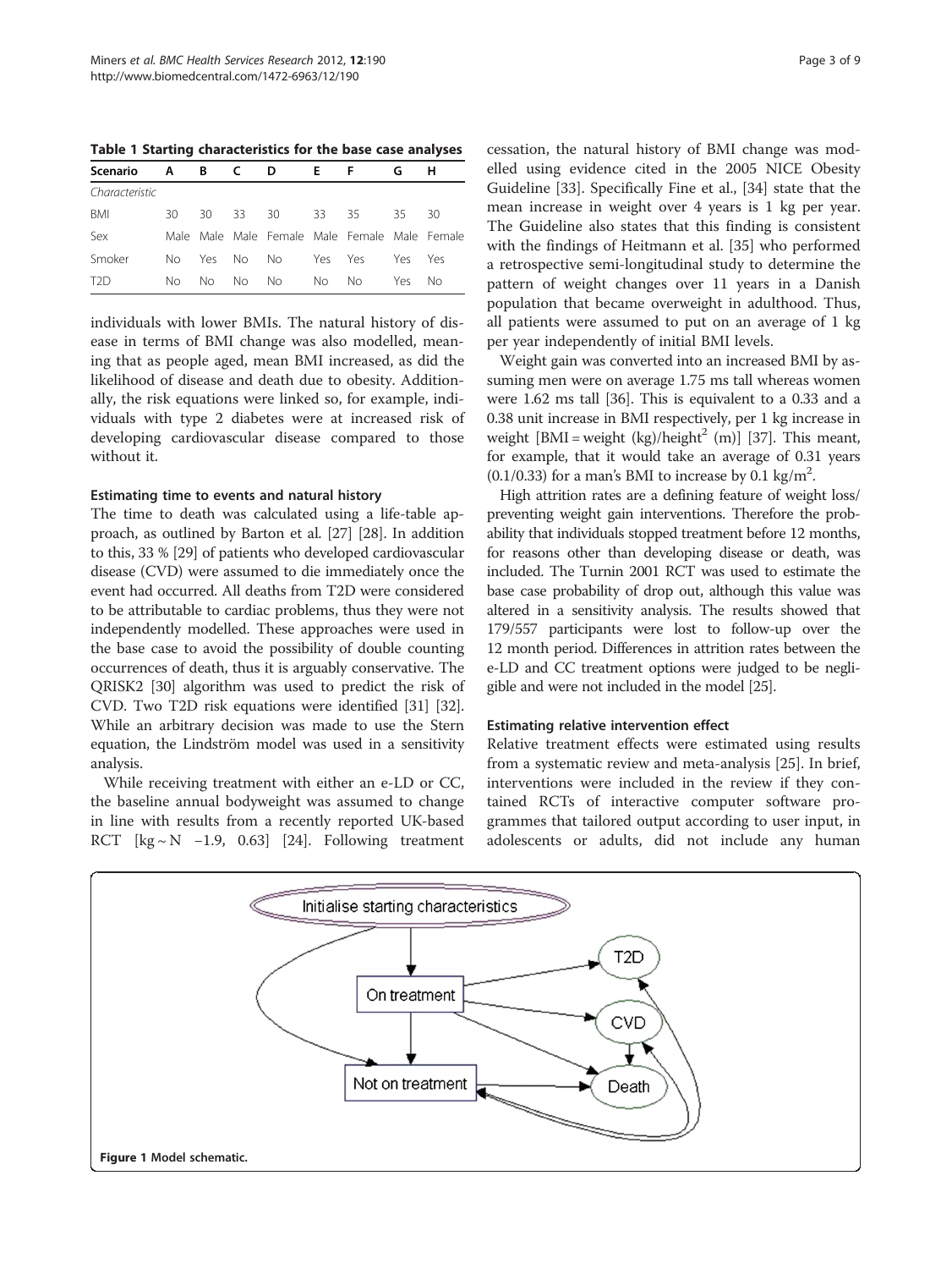**Table 1 Starting characteristics for the base case analyses**

| Scenario | A | B | C | D | E | F | G | H |
|---|---|---|---|---|---|---|---|---|
| *Characteristic* | | | | | | | | |
| BMI | 30 | 30 | 33 | 30 | 33 | 35 | 35 | 30 |
| Sex | Male | Male | Male | Female | Male | Female | Male | Female |
| Smoker | No | Yes | No | No | Yes | Yes | Yes | Yes |
| T2D | No | No | No | No | No | No | Yes | No |

individuals with lower BMIs. The natural history of disease in terms of BMI change was also modelled, meaning that as people aged, mean BMI increased, as did the likelihood of disease and death due to obesity. Additionally, the risk equations were linked so, for example, individuals with type 2 diabetes were at increased risk of developing cardiovascular disease compared to those without it.

### Estimating time to events and natural history

The time to death was calculated using a life-table approach, as outlined by Barton et al. [27] [28]. In addition to this, 33 % [29] of patients who developed cardiovascular disease (CVD) were assumed to die immediately once the event had occurred. All deaths from T2D were considered to be attributable to cardiac problems, thus they were not independently modelled. These approaches were used in the base case to avoid the possibility of double counting occurrences of death, thus it is arguably conservative. The QRISK2 [30] algorithm was used to predict the risk of CVD. Two T2D risk equations were identified [31] [32]. While an arbitrary decision was made to use the Stern equation, the Lindström model was used in a sensitivity analysis.

While receiving treatment with either an e-LD or CC, the baseline annual bodyweight was assumed to change in line with results from a recently reported UK-based RCT [kg ~ N −1.9, 0.63] [24]. Following treatment cessation, the natural history of BMI change was modelled using evidence cited in the 2005 NICE Obesity Guideline [33]. Specifically Fine et al., [34] state that the mean increase in weight over 4 years is 1 kg per year. The Guideline also states that this finding is consistent with the findings of Heitmann et al. [35] who performed a retrospective semi-longitudinal study to determine the pattern of weight changes over 11 years in a Danish population that became overweight in adulthood. Thus, all patients were assumed to put on an average of 1 kg per year independently of initial BMI levels.

Weight gain was converted into an increased BMI by assuming men were on average 1.75 ms tall whereas women were 1.62 ms tall [36]. This is equivalent to a 0.33 and a 0.38 unit increase in BMI respectively, per 1 kg increase in weight [BMI = weight (kg)/height$^2$ (m)] [37]. This meant, for example, that it would take an average of 0.31 years (0.1/0.33) for a man's BMI to increase by 0.1 kg/m$^2$.

High attrition rates are a defining feature of weight loss/preventing weight gain interventions. Therefore the probability that individuals stopped treatment before 12 months, for reasons other than developing disease or death, was included. The Turnin 2001 RCT was used to estimate the base case probability of drop out, although this value was altered in a sensitivity analysis. The results showed that 179/557 participants were lost to follow-up over the 12 month period. Differences in attrition rates between the e-LD and CC treatment options were judged to be negligible and were not included in the model [25].

### Estimating relative intervention effect

Relative treatment effects were estimated using results from a systematic review and meta-analysis [25]. In brief, interventions were included in the review if they contained RCTs of interactive computer software programmes that tailored output according to user input, in adolescents or adults, did not include any human

Figure 1 Model schematic.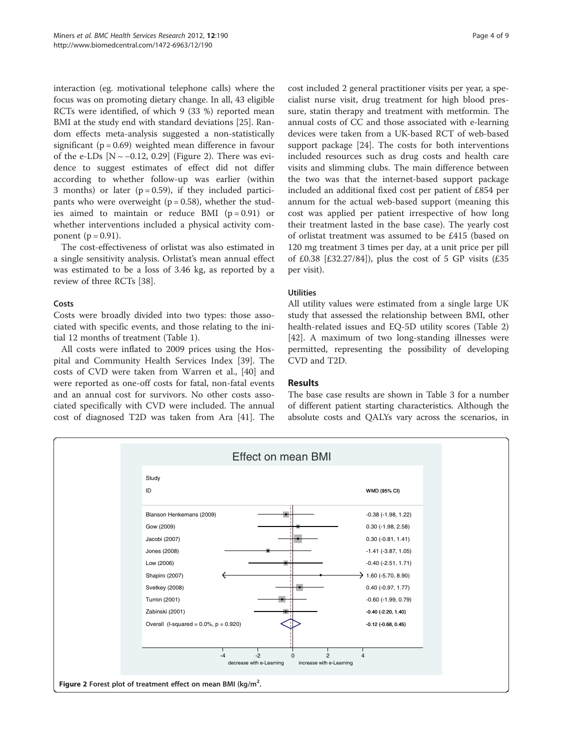interaction (eg. motivational telephone calls) where the focus was on promoting dietary change. In all, 43 eligible RCTs were identified, of which 9 (33 %) reported mean BMI at the study end with standard deviations [25]. Random effects meta-analysis suggested a non-statistically significant ($p = 0.69$) weighted mean difference in favour of the e-LDs [N ~ −0.12, 0.29] (Figure 2). There was evidence to suggest estimates of effect did not differ according to whether follow-up was earlier (within 3 months) or later ($p = 0.59$), if they included participants who were overweight ($p = 0.58$), whether the studies aimed to maintain or reduce BMI ($p = 0.91$) or whether interventions included a physical activity component ($p = 0.91$).

The cost-effectiveness of orlistat was also estimated in a single sensitivity analysis. Orlistat's mean annual effect was estimated to be a loss of 3.46 kg, as reported by a review of three RCTs [38].

### Costs

Costs were broadly divided into two types: those associated with specific events, and those relating to the initial 12 months of treatment (Table 1).

All costs were inflated to 2009 prices using the Hospital and Community Health Services Index [39]. The costs of CVD were taken from Warren et al., [40] and were reported as one-off costs for fatal, non-fatal events and an annual cost for survivors. No other costs associated specifically with CVD were included. The annual cost of diagnosed T2D was taken from Ara [41]. The cost included 2 general practitioner visits per year, a specialist nurse visit, drug treatment for high blood pressure, statin therapy and treatment with metformin. The annual costs of CC and those associated with e-learning devices were taken from a UK-based RCT of web-based support package [24]. The costs for both interventions included resources such as drug costs and health care visits and slimming clubs. The main difference between the two was that the internet-based support package included an additional fixed cost per patient of £854 per annum for the actual web-based support (meaning this cost was applied per patient irrespective of how long their treatment lasted in the base case). The yearly cost of orlistat treatment was assumed to be £415 (based on 120 mg treatment 3 times per day, at a unit price per pill of £0.38 [£32.27/84]), plus the cost of 5 GP visits (£35 per visit).

### Utilities

All utility values were estimated from a single large UK study that assessed the relationship between BMI, other health-related issues and EQ-5D utility scores (Table 2) [42]. A maximum of two long-standing illnesses were permitted, representing the possibility of developing CVD and T2D.

## Results

The base case results are shown in Table 3 for a number of different patient starting characteristics. Although the absolute costs and QALYs vary across the scenarios, in

Effect on mean BMI

| Study ID | WMD (95% CI) |
|---|---|
| Blanson Henkemans (2009) | -0.38 (-1.98, 1.22) |
| Gow (2009) | 0.30 (-1.98, 2.58) |
| Jacobi (2007) | 0.30 (-0.81, 1.41) |
| Jones (2008) | -1.41 (-3.87, 1.05) |
| Low (2006) | -0.40 (-2.51, 1.71) |
| Shapiro (2007) | 1.60 (-5.70, 8.90) |
| Svetkey (2008) | 0.40 (-0.97, 1.77) |
| Turnin (2001) | -0.60 (-1.99, 0.79) |
| Zabinski (2001) | -0.40 (-2.20, 1.40) |
| Overall (I-squared = 0.0%, p = 0.920) | -0.12 (-0.68, 0.45) |

decrease with e-Learning / increase with e-Learning

**Figure 2** Forest plot of treatment effect on mean BMI (kg/m$^2$).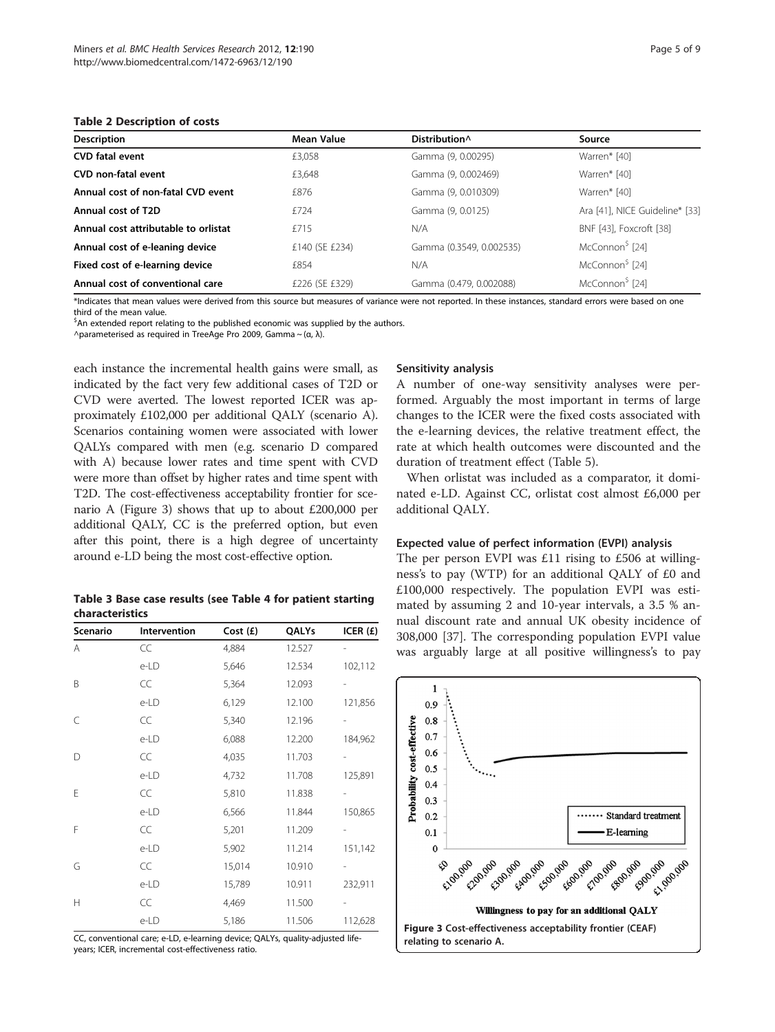**Table 2 Description of costs**

| Description | Mean Value | Distribution^ | Source |
| --- | --- | --- | --- |
| **CVD fatal event** | £3,058 | Gamma (9, 0.00295) | Warren* [40] |
| **CVD non-fatal event** | £3,648 | Gamma (9, 0.002469) | Warren* [40] |
| **Annual cost of non-fatal CVD event** | £876 | Gamma (9, 0.010309) | Warren* [40] |
| **Annual cost of T2D** | £724 | Gamma (9, 0.0125) | Ara [41], NICE Guideline* [33] |
| **Annual cost attributable to orlistat** | £715 | N/A | BNF [43], Foxcroft [38] |
| **Annual cost of e-leaning device** | £140 (SE £234) | Gamma (0.3549, 0.002535) | McConnon$ [24] |
| **Fixed cost of e-learning device** | £854 | N/A | McConnon$ [24] |
| **Annual cost of conventional care** | £226 (SE £329) | Gamma (0.479, 0.002088) | McConnon$ [24] |

*Indicates that mean values were derived from this source but measures of variance were not reported. In these instances, standard errors were based on one third of the mean value.
$An extended report relating to the published economic was supplied by the authors.
^parameterised as required in TreeAge Pro 2009, Gamma ~ (α, λ).

each instance the incremental health gains were small, as indicated by the fact very few additional cases of T2D or CVD were averted. The lowest reported ICER was approximately £102,000 per additional QALY (scenario A). Scenarios containing women were associated with lower QALYs compared with men (e.g. scenario D compared with A) because lower rates and time spent with CVD were more than offset by higher rates and time spent with T2D. The cost-effectiveness acceptability frontier for scenario A (Figure 3) shows that up to about £200,000 per additional QALY, CC is the preferred option, but even after this point, there is a high degree of uncertainty around e-LD being the most cost-effective option.

**Table 3 Base case results (see Table 4 for patient starting characteristics**

| Scenario | Intervention | Cost (£) | QALYs | ICER (£) |
| --- | --- | --- | --- | --- |
| A | CC | 4,884 | 12.527 | - |
| | e-LD | 5,646 | 12.534 | 102,112 |
| B | CC | 5,364 | 12.093 | - |
| | e-LD | 6,129 | 12.100 | 121,856 |
| C | CC | 5,340 | 12.196 | - |
| | e-LD | 6,088 | 12.200 | 184,962 |
| D | CC | 4,035 | 11.703 | - |
| | e-LD | 4,732 | 11.708 | 125,891 |
| E | CC | 5,810 | 11.838 | - |
| | e-LD | 6,566 | 11.844 | 150,865 |
| F | CC | 5,201 | 11.209 | - |
| | e-LD | 5,902 | 11.214 | 151,142 |
| G | CC | 15,014 | 10.910 | - |
| | e-LD | 15,789 | 10.911 | 232,911 |
| H | CC | 4,469 | 11.500 | - |
| | e-LD | 5,186 | 11.506 | 112,628 |

CC, conventional care; e-LD, e-learning device; QALYs, quality-adjusted life-years; ICER, incremental cost-effectiveness ratio.

### Sensitivity analysis

A number of one-way sensitivity analyses were performed. Arguably the most important in terms of large changes to the ICER were the fixed costs associated with the e-learning devices, the relative treatment effect, the rate at which health outcomes were discounted and the duration of treatment effect (Table 5).

When orlistat was included as a comparator, it dominated e-LD. Against CC, orlistat cost almost £6,000 per additional QALY.

### Expected value of perfect information (EVPI) analysis

The per person EVPI was £11 rising to £506 at willingness's to pay (WTP) for an additional QALY of £0 and £100,000 respectively. The population EVPI was estimated by assuming 2 and 10-year intervals, a 3.5 % annual discount rate and annual UK obesity incidence of 308,000 [37]. The corresponding population EVPI value was arguably large at all positive willingness's to pay

**Figure 3 Cost-effectiveness acceptability frontier (CEAF) relating to scenario A.**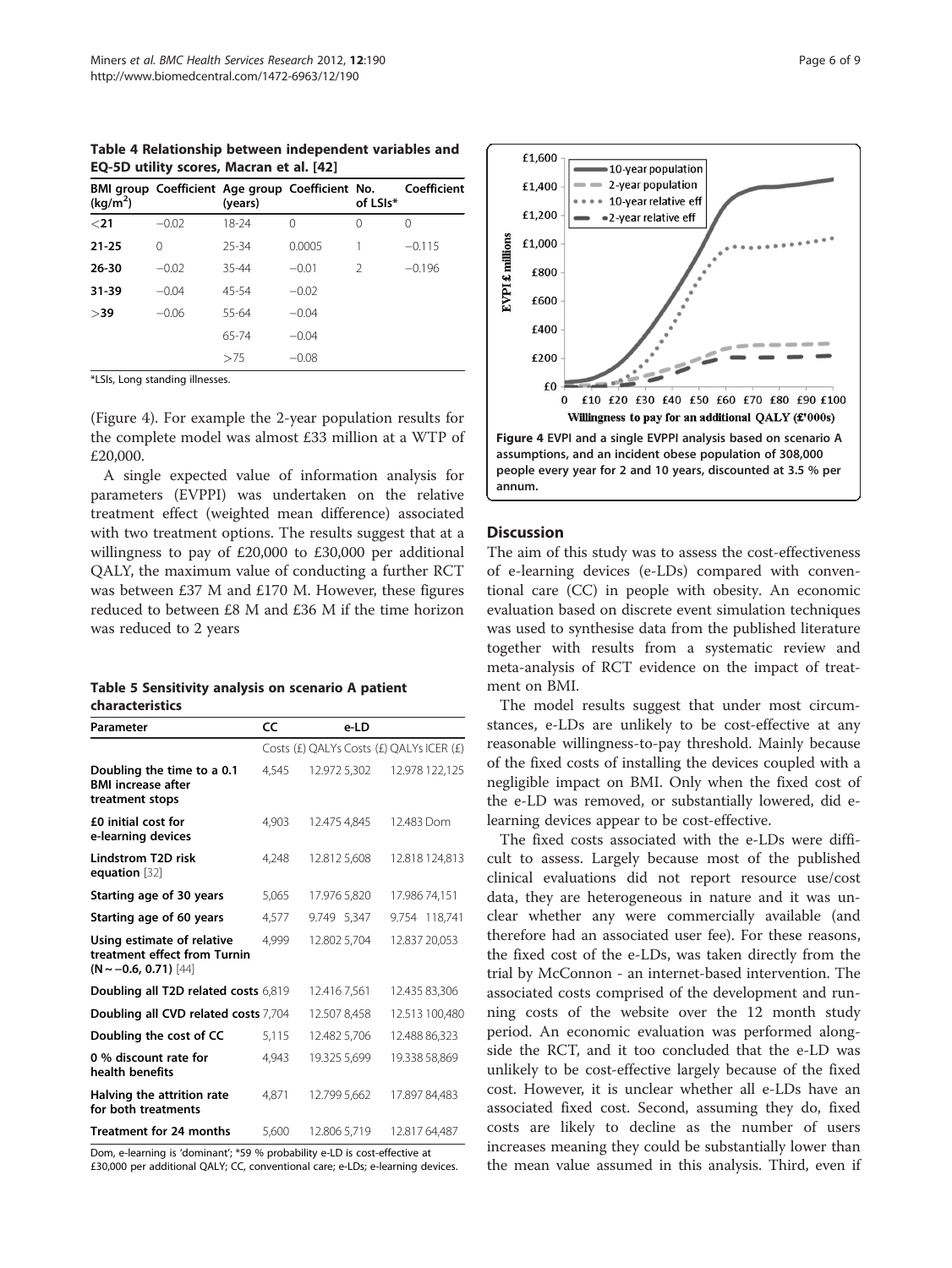**Table 4 Relationship between independent variables and EQ-5D utility scores, Macran et al. [42]**

| BMI group (kg/m$^2$) | Coefficient | Age group (years) | Coefficient | No. of LSIs* | Coefficient |
|---|---|---|---|---|---|
| **<21** | −0.02 | 18-24 | 0 | 0 | 0 |
| **21-25** | 0 | 25-34 | 0.0005 | 1 | −0.115 |
| **26-30** | −0.02 | 35-44 | −0.01 | 2 | −0.196 |
| **31-39** | −0.04 | 45-54 | −0.02 | | |
| **>39** | −0.06 | 55-64 | −0.04 | | |
| | | 65-74 | −0.04 | | |
| | | >75 | −0.08 | | |

*LSIs, Long standing illnesses.

(Figure 4). For example the 2-year population results for the complete model was almost £33 million at a WTP of £20,000.

A single expected value of information analysis for parameters (EVPPI) was undertaken on the relative treatment effect (weighted mean difference) associated with two treatment options. The results suggest that at a willingness to pay of £20,000 to £30,000 per additional QALY, the maximum value of conducting a further RCT was between £37 M and £170 M. However, these figures reduced to between £8 M and £36 M if the time horizon was reduced to 2 years

**Table 5 Sensitivity analysis on scenario A patient characteristics**

| Parameter | CC | | e-LD | | |
|---|---|---|---|---|---|
| | Costs (£) | QALYs | Costs (£) | QALYs | ICER (£) |
| **Doubling the time to a 0.1 BMI increase after treatment stops** | 4,545 | 12.972 | 5,302 | 12.978 | 122,125 |
| **£0 initial cost for e-learning devices** | 4,903 | 12.475 | 4,845 | 12.483 | Dom |
| **Lindstrom T2D risk equation** [32] | 4,248 | 12.812 | 5,608 | 12.818 | 124,813 |
| **Starting age of 30 years** | 5,065 | 17.976 | 5,820 | 17.986 | 74,151 |
| **Starting age of 60 years** | 4,577 | 9.749 | 5,347 | 9.754 | 118,741 |
| **Using estimate of relative treatment effect from Turnin (N ~ −0.6, 0.71)** [44] | 4,999 | 12.802 | 5,704 | 12.837 | 20,053 |
| **Doubling all T2D related costs** | 6,819 | 12.416 | 7,561 | 12.435 | 83,306 |
| **Doubling all CVD related costs** | 7,704 | 12.507 | 8,458 | 12.513 | 100,480 |
| **Doubling the cost of CC** | 5,115 | 12.482 | 5,706 | 12.488 | 86,323 |
| **0 % discount rate for health benefits** | 4,943 | 19.325 | 5,699 | 19.338 | 58,869 |
| **Halving the attrition rate for both treatments** | 4,871 | 12.799 | 5,662 | 17.897 | 84,483 |
| **Treatment for 24 months** | 5,600 | 12.806 | 5,719 | 12.817 | 64,487 |

Dom, e-learning is 'dominant'; *59 % probability e-LD is cost-effective at £30,000 per additional QALY; CC, conventional care; e-LDs; e-learning devices.

**Figure 4 EVPI and a single EVPPI analysis based on scenario A assumptions, and an incident obese population of 308,000 people every year for 2 and 10 years, discounted at 3.5 % per annum.**

## Discussion

The aim of this study was to assess the cost-effectiveness of e-learning devices (e-LDs) compared with conventional care (CC) in people with obesity. An economic evaluation based on discrete event simulation techniques was used to synthesise data from the published literature together with results from a systematic review and meta-analysis of RCT evidence on the impact of treatment on BMI.

The model results suggest that under most circumstances, e-LDs are unlikely to be cost-effective at any reasonable willingness-to-pay threshold. Mainly because of the fixed costs of installing the devices coupled with a negligible impact on BMI. Only when the fixed cost of the e-LD was removed, or substantially lowered, did e-learning devices appear to be cost-effective.

The fixed costs associated with the e-LDs were difficult to assess. Largely because most of the published clinical evaluations did not report resource use/cost data, they are heterogeneous in nature and it was unclear whether any were commercially available (and therefore had an associated user fee). For these reasons, the fixed cost of the e-LDs, was taken directly from the trial by McConnon - an internet-based intervention. The associated costs comprised of the development and running costs of the website over the 12 month study period. An economic evaluation was performed alongside the RCT, and it too concluded that the e-LD was unlikely to be cost-effective largely because of the fixed cost. However, it is unclear whether all e-LDs have an associated fixed cost. Second, assuming they do, fixed costs are likely to decline as the number of users increases meaning they could be substantially lower than the mean value assumed in this analysis. Third, even if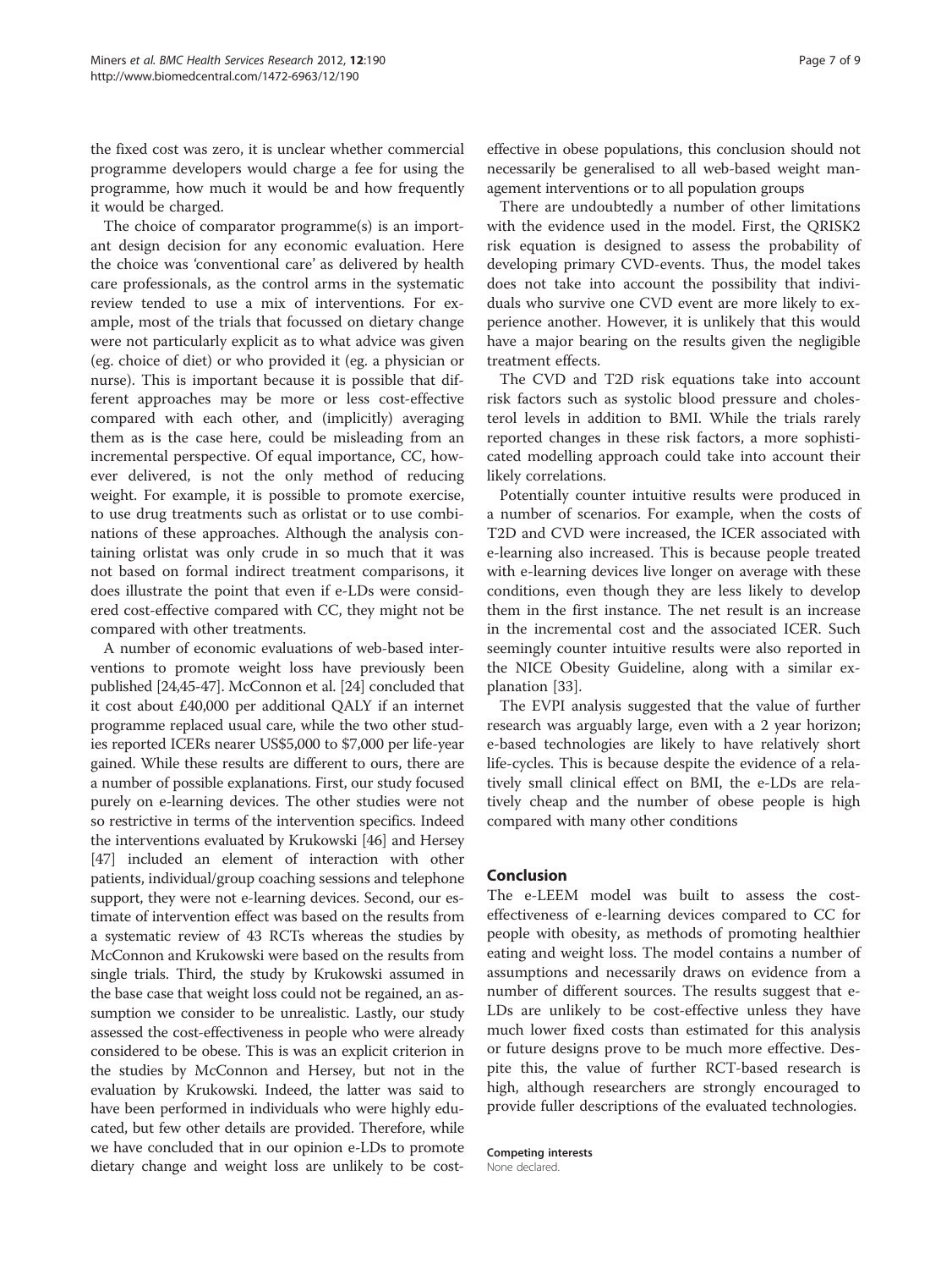the fixed cost was zero, it is unclear whether commercial programme developers would charge a fee for using the programme, how much it would be and how frequently it would be charged.

The choice of comparator programme(s) is an important design decision for any economic evaluation. Here the choice was 'conventional care' as delivered by health care professionals, as the control arms in the systematic review tended to use a mix of interventions. For example, most of the trials that focussed on dietary change were not particularly explicit as to what advice was given (eg. choice of diet) or who provided it (eg. a physician or nurse). This is important because it is possible that different approaches may be more or less cost-effective compared with each other, and (implicitly) averaging them as is the case here, could be misleading from an incremental perspective. Of equal importance, CC, however delivered, is not the only method of reducing weight. For example, it is possible to promote exercise, to use drug treatments such as orlistat or to use combinations of these approaches. Although the analysis containing orlistat was only crude in so much that it was not based on formal indirect treatment comparisons, it does illustrate the point that even if e-LDs were considered cost-effective compared with CC, they might not be compared with other treatments.

A number of economic evaluations of web-based interventions to promote weight loss have previously been published [24,45-47]. McConnon et al. [24] concluded that it cost about £40,000 per additional QALY if an internet programme replaced usual care, while the two other studies reported ICERs nearer US$5,000 to $7,000 per life-year gained. While these results are different to ours, there are a number of possible explanations. First, our study focused purely on e-learning devices. The other studies were not so restrictive in terms of the intervention specifics. Indeed the interventions evaluated by Krukowski [46] and Hersey [47] included an element of interaction with other patients, individual/group coaching sessions and telephone support, they were not e-learning devices. Second, our estimate of intervention effect was based on the results from a systematic review of 43 RCTs whereas the studies by McConnon and Krukowski were based on the results from single trials. Third, the study by Krukowski assumed in the base case that weight loss could not be regained, an assumption we consider to be unrealistic. Lastly, our study assessed the cost-effectiveness in people who were already considered to be obese. This is was an explicit criterion in the studies by McConnon and Hersey, but not in the evaluation by Krukowski. Indeed, the latter was said to have been performed in individuals who were highly educated, but few other details are provided. Therefore, while we have concluded that in our opinion e-LDs to promote dietary change and weight loss are unlikely to be cost-effective in obese populations, this conclusion should not necessarily be generalised to all web-based weight management interventions or to all population groups

There are undoubtedly a number of other limitations with the evidence used in the model. First, the QRISK2 risk equation is designed to assess the probability of developing primary CVD-events. Thus, the model takes does not take into account the possibility that individuals who survive one CVD event are more likely to experience another. However, it is unlikely that this would have a major bearing on the results given the negligible treatment effects.

The CVD and T2D risk equations take into account risk factors such as systolic blood pressure and cholesterol levels in addition to BMI. While the trials rarely reported changes in these risk factors, a more sophisticated modelling approach could take into account their likely correlations.

Potentially counter intuitive results were produced in a number of scenarios. For example, when the costs of T2D and CVD were increased, the ICER associated with e-learning also increased. This is because people treated with e-learning devices live longer on average with these conditions, even though they are less likely to develop them in the first instance. The net result is an increase in the incremental cost and the associated ICER. Such seemingly counter intuitive results were also reported in the NICE Obesity Guideline, along with a similar explanation [33].

The EVPI analysis suggested that the value of further research was arguably large, even with a 2 year horizon; e-based technologies are likely to have relatively short life-cycles. This is because despite the evidence of a relatively small clinical effect on BMI, the e-LDs are relatively cheap and the number of obese people is high compared with many other conditions

## Conclusion

The e-LEEM model was built to assess the cost-effectiveness of e-learning devices compared to CC for people with obesity, as methods of promoting healthier eating and weight loss. The model contains a number of assumptions and necessarily draws on evidence from a number of different sources. The results suggest that e-LDs are unlikely to be cost-effective unless they have much lower fixed costs than estimated for this analysis or future designs prove to be much more effective. Despite this, the value of further RCT-based research is high, although researchers are strongly encouraged to provide fuller descriptions of the evaluated technologies.

**Competing interests**

None declared.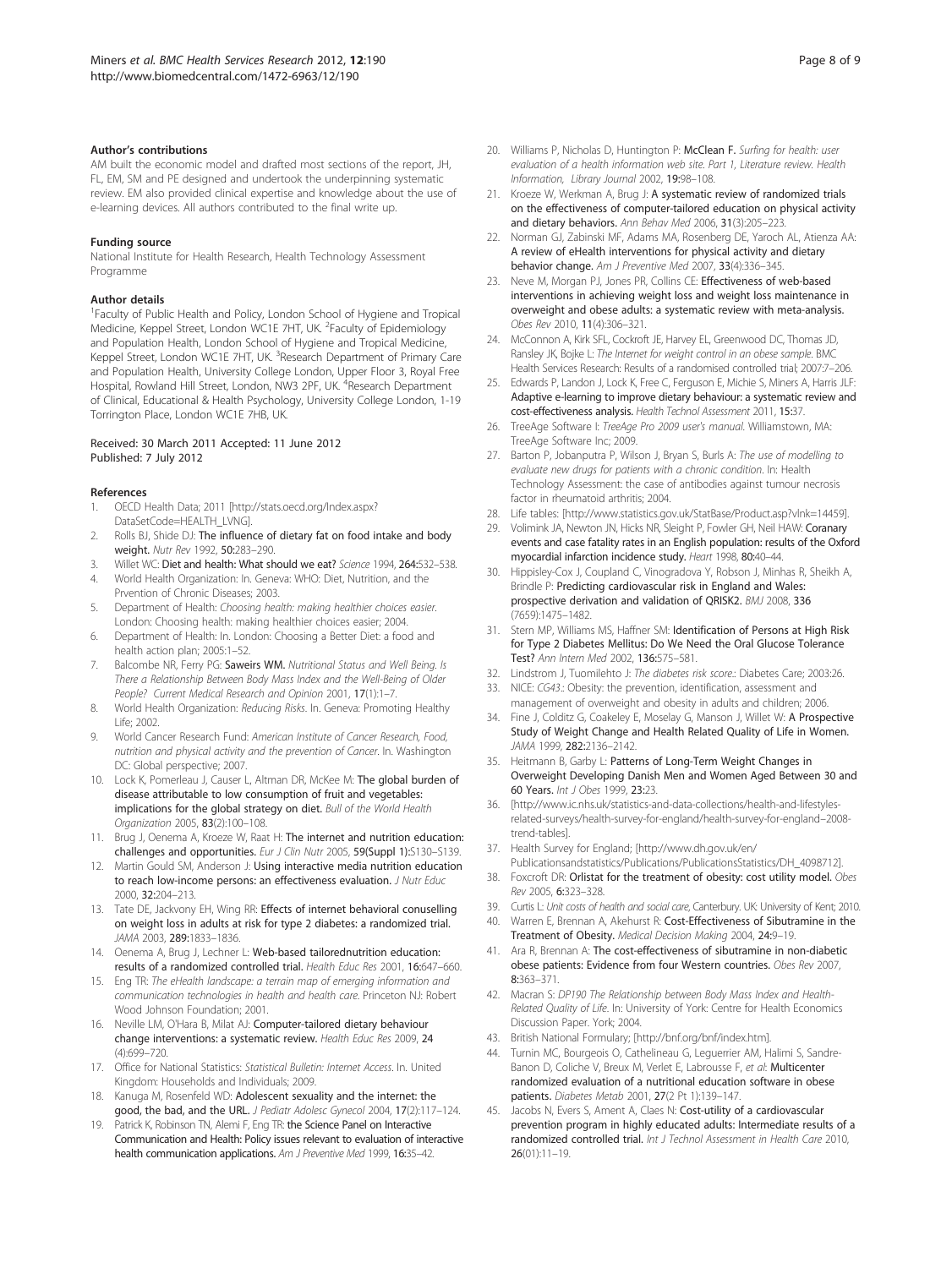### Author's contributions

AM built the economic model and drafted most sections of the report, JH, FL, EM, SM and PE designed and undertook the underpinning systematic review. EM also provided clinical expertise and knowledge about the use of e-learning devices. All authors contributed to the final write up.

### Funding source

National Institute for Health Research, Health Technology Assessment Programme

### Author details

[1]Faculty of Public Health and Policy, London School of Hygiene and Tropical Medicine, Keppel Street, London WC1E 7HT, UK. [2]Faculty of Epidemiology and Population Health, London School of Hygiene and Tropical Medicine, Keppel Street, London WC1E 7HT, UK. [3]Research Department of Primary Care and Population Health, University College London, Upper Floor 3, Royal Free Hospital, Rowland Hill Street, London, NW3 2PF, UK. [4]Research Department of Clinical, Educational & Health Psychology, University College London, 1-19 Torrington Place, London WC1E 7HB, UK.

Received: 30 March 2011 Accepted: 11 June 2012
Published: 7 July 2012

### References

1. OECD Health Data; 2011 [http://stats.oecd.org/Index.aspx?DataSetCode=HEALTH_LVNG].
2. Rolls BJ, Shide DJ: **The influence of dietary fat on food intake and body weight.** *Nutr Rev* 1992, **50:**283–290.
3. Willet WC: **Diet and health: What should we eat?** *Science* 1994, **264:**532–538.
4. World Health Organization: In. Geneva: WHO: Diet, Nutrition, and the Prvention of Chronic Diseases; 2003.
5. Department of Health: *Choosing health: making healthier choices easier*. London: Choosing health: making healthier choices easier; 2004.
6. Department of Health: In. London: Choosing a Better Diet: a food and health action plan; 2005:1–52.
7. Balcombe NR, Ferry PG: **Saweirs WM.** *Nutritional Status and Well Being. Is There a Relationship Between Body Mass Index and the Well-Being of Older People? Current Medical Research and Opinion* 2001, **17**(1):1–7.
8. World Health Organization: *Reducing Risks*. In. Geneva: Promoting Healthy Life; 2002.
9. World Cancer Research Fund: *American Institute of Cancer Research, Food, nutrition and physical activity and the prevention of Cancer*. In. Washington DC: Global perspective; 2007.
10. Lock K, Pomerleau J, Causer L, Altman DR, McKee M: **The global burden of disease attributable to low consumption of fruit and vegetables: implications for the global strategy on diet.** *Bull of the World Health Organization* 2005, **83**(2):100–108.
11. Brug J, Oenema A, Kroeze W, Raat H: **The internet and nutrition education: challenges and opportunities.** *Eur J Clin Nutr* 2005, **59(Suppl 1):**S130–S139.
12. Martin Gould SM, Anderson J: **Using interactive media nutrition education to reach low-income persons: an effectiveness evaluation.** *J Nutr Educ* 2000, **32:**204–213.
13. Tate DE, Jackvony EH, Wing RR: **Effects of internet behavioral conuselling on weight loss in adults at risk for type 2 diabetes: a randomized trial.** *JAMA* 2003, **289:**1833–1836.
14. Oenema A, Brug J, Lechner L: **Web-based tailorednutrition education: results of a randomized controlled trial.** *Health Educ Res* 2001, **16:**647–660.
15. Eng TR: *The eHealth landscape: a terrain map of emerging information and communication technologies in health and health care*. Princeton NJ: Robert Wood Johnson Foundation; 2001.
16. Neville LM, O'Hara B, Milat AJ: **Computer-tailored dietary behaviour change interventions: a systematic review.** *Health Educ Res* 2009, **24** (4):699–720.
17. Office for National Statistics: *Statistical Bulletin: Internet Access*. In. United Kingdom: Households and Individuals; 2009.
18. Kanuga M, Rosenfeld WD: **Adolescent sexuality and the internet: the good, the bad, and the URL.** *J Pediatr Adolesc Gynecol* 2004, **17**(2):117–124.
19. Patrick K, Robinson TN, Alemi F, Eng TR: **the Science Panel on Interactive Communication and Health: Policy issues relevant to evaluation of interactive health communication applications.** *Am J Preventive Med* 1999, **16:**35–42.
20. Williams P, Nicholas D, Huntington P: **McClean F.** *Surfing for health: user evaluation of a health information web site. Part 1, Literature review. Health Information, Library Journal* 2002, **19:**98–108.
21. Kroeze W, Werkman A, Brug J: **A systematic review of randomized trials on the effectiveness of computer-tailored education on physical activity and dietary behaviors.** *Ann Behav Med* 2006, **31**(3):205–223.
22. Norman GJ, Zabinski MF, Adams MA, Rosenberg DE, Yaroch AL, Atienza AA: **A review of eHealth interventions for physical activity and dietary behavior change.** *Am J Preventive Med* 2007, **33**(4):336–345.
23. Neve M, Morgan PJ, Jones PR, Collins CE: **Effectiveness of web-based interventions in achieving weight loss and weight loss maintenance in overweight and obese adults: a systematic review with meta-analysis.** *Obes Rev* 2010, **11**(4):306–321.
24. McConnon A, Kirk SFL, Cockroft JE, Harvey EL, Greenwood DC, Thomas JD, Ransley JK, Bojke L: *The Internet for weight control in an obese sample*. BMC Health Services Research: Results of a randomised controlled trial; 2007:7–206.
25. Edwards P, Landon J, Lock K, Free C, Ferguson E, Michie S, Miners A, Harris JLF: **Adaptive e-learning to improve dietary behaviour: a systematic review and cost-effectiveness analysis.** *Health Technol Assessment* 2011, **15:**37.
26. TreeAge Software I: *TreeAge Pro 2009 user's manual*. Williamstown, MA: TreeAge Software Inc; 2009.
27. Barton P, Jobanputra P, Wilson J, Bryan S, Burls A: *The use of modelling to evaluate new drugs for patients with a chronic condition*. In: Health Technology Assessment: the case of antibodies against tumour necrosis factor in rheumatoid arthritis; 2004.
28. Life tables: [http://www.statistics.gov.uk/StatBase/Product.asp?vlnk=14459].
29. Volimink JA, Newton JN, Hicks NR, Sleight P, Fowler GH, Neil HAW: **Coronary events and case fatality rates in an English population: results of the Oxford myocardial infarction incidence study.** *Heart* 1998, **80:**40–44.
30. Hippisley-Cox J, Coupland C, Vinogradova Y, Robson J, Minhas R, Sheikh A, Brindle P: **Predicting cardiovascular risk in England and Wales: prospective derivation and validation of QRISK2.** *BMJ* 2008, **336** (7659):1475–1482.
31. Stern MP, Williams MS, Haffner SM: **Identification of Persons at High Risk for Type 2 Diabetes Mellitus: Do We Need the Oral Glucose Tolerance Test?** *Ann Intern Med* 2002, **136:**575–581.
32. Lindstrom J, Tuomilehto J: *The diabetes risk score:*. Diabetes Care; 2003:26.
33. NICE: *CG43:*. Obesity: the prevention, identification, assessment and management of overweight and obesity in adults and children; 2006.
34. Fine J, Colditz G, Coakeley E, Moselay G, Manson J, Willet W: **A Prospective Study of Weight Change and Health Related Quality of Life in Women.** *JAMA* 1999, **282:**2136–2142.
35. Heitmann B, Garby L: **Patterns of Long-Term Weight Changes in Overweight Developing Danish Men and Women Aged Between 30 and 60 Years.** *Int J Obes* 1999, **23:**23.
36. [http://www.ic.nhs.uk/statistics-and-data-collections/health-and-lifestyles-related-surveys/health-survey-for-england/health-survey-for-england–2008-trend-tables].
37. Health Survey for England; [http://www.dh.gov.uk/en/Publicationsandstatistics/Publications/PublicationsStatistics/DH_4098712].
38. Foxcroft DR: **Orlistat for the treatment of obesity: cost utility model.** *Obes Rev* 2005, **6:**323–328.
39. Curtis L: *Unit costs of health and social care*, Canterbury. UK: University of Kent; 2010.
40. Warren E, Brennan A, Akehurst R: **Cost-Effectiveness of Sibutramine in the Treatment of Obesity.** *Medical Decision Making* 2004, **24:**9–19.
41. Ara R, Brennan A: **The cost-effectiveness of sibutramine in non-diabetic obese patients: Evidence from four Western countries.** *Obes Rev* 2007, **8:**363–371.
42. Macran S: *DP190 The Relationship between Body Mass Index and Health-Related Quality of Life*. In: University of York: Centre for Health Economics Discussion Paper. York; 2004.
43. British National Formulary; [http://bnf.org/bnf/index.htm].
44. Turnin MC, Bourgeois O, Cathelineau G, Leguerrier AM, Halimi S, Sandre-Banon D, Coliche V, Breux M, Verlet E, Labrousse F, *et al*: **Multicenter randomized evaluation of a nutritional education software in obese patients.** *Diabetes Metab* 2001, **27**(2 Pt 1):139–147.
45. Jacobs N, Evers S, Ament A, Claes N: **Cost-utility of a cardiovascular prevention program in highly educated adults: Intermediate results of a randomized controlled trial.** *Int J Technol Assessment in Health Care* 2010, **26**(01):11–19.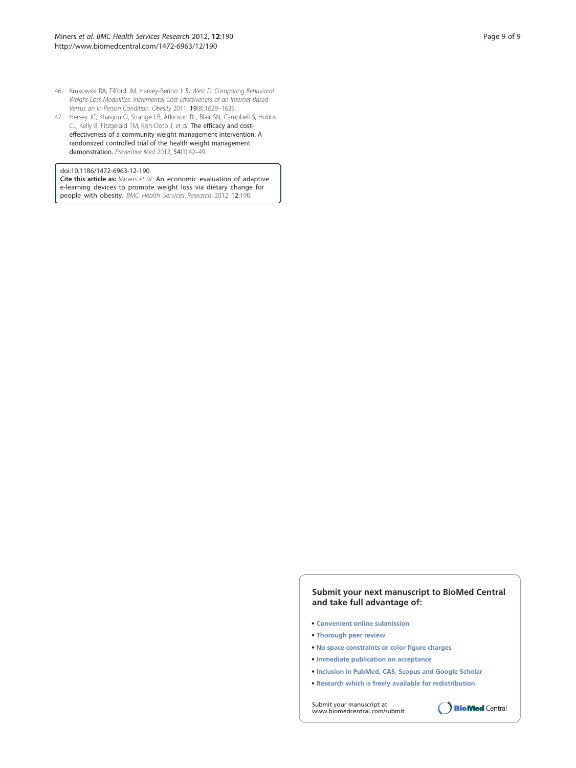46. Krukowski RA, Tilford JM, Harvey-Berino J: **S.** *West D: Comparing Behavioral Weight Loss Modalities: Incremental Cost-Effectiveness of an Internet-Based Versus an In-Person Condition. Obesity* 2011, **19**(8):1629–1635.
47. Hersey JC, Khavjou O, Strange LB, Atkinson RL, Blair SN, Campbell S, Hobbs CL, Kelly B, Fitzgerald TM, Kish-Doto J, *et al*: **The efficacy and cost-effectiveness of a community weight management intervention: A randomized controlled trial of the health weight management demonstration.** *Preventive Med* 2012, **54**(1):42–49.

doi:10.1186/1472-6963-12-190
**Cite this article as:** Miners *et al.*: An economic evaluation of adaptive e-learning devices to promote weight loss via dietary change for people with obesity. *BMC Health Services Research* 2012 **12**:190.

**Submit your next manuscript to BioMed Central and take full advantage of:**

- **Convenient online submission**
- **Thorough peer review**
- **No space constraints or color figure charges**
- **Immediate publication on acceptance**
- **Inclusion in PubMed, CAS, Scopus and Google Scholar**
- **Research which is freely available for redistribution**

Submit your manuscript at
www.biomedcentral.com/submit

BioMed Central